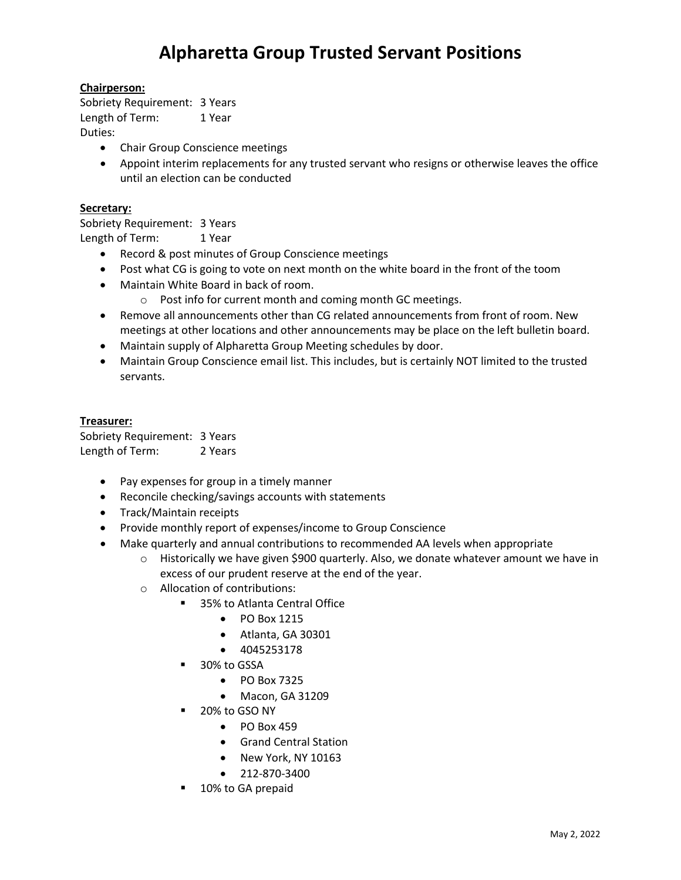# Alpharetta Group Trusted Servant Positions

**Chairperson:**

Sobriety Requirement: 3 Years
Length of Term: 1 Year
Duties:

- Chair Group Conscience meetings
- Appoint interim replacements for any trusted servant who resigns or otherwise leaves the office until an election can be conducted

**Secretary:**

Sobriety Requirement: 3 Years
Length of Term: 1 Year

- Record & post minutes of Group Conscience meetings
- Post what CG is going to vote on next month on the white board in the front of the toom
- Maintain White Board in back of room.
  - Post info for current month and coming month GC meetings.
- Remove all announcements other than CG related announcements from front of room. New meetings at other locations and other announcements may be place on the left bulletin board.
- Maintain supply of Alpharetta Group Meeting schedules by door.
- Maintain Group Conscience email list. This includes, but is certainly NOT limited to the trusted servants.

**Treasurer:**

Sobriety Requirement: 3 Years
Length of Term: 2 Years

- Pay expenses for group in a timely manner
- Reconcile checking/savings accounts with statements
- Track/Maintain receipts
- Provide monthly report of expenses/income to Group Conscience
- Make quarterly and annual contributions to recommended AA levels when appropriate
  - Historically we have given $900 quarterly. Also, we donate whatever amount we have in excess of our prudent reserve at the end of the year.
  - Allocation of contributions:
    - 35% to Atlanta Central Office
      - PO Box 1215
      - Atlanta, GA 30301
      - 4045253178
    - 30% to GSSA
      - PO Box 7325
      - Macon, GA 31209
    - 20% to GSO NY
      - PO Box 459
      - Grand Central Station
      - New York, NY 10163
      - 212-870-3400
    - 10% to GA prepaid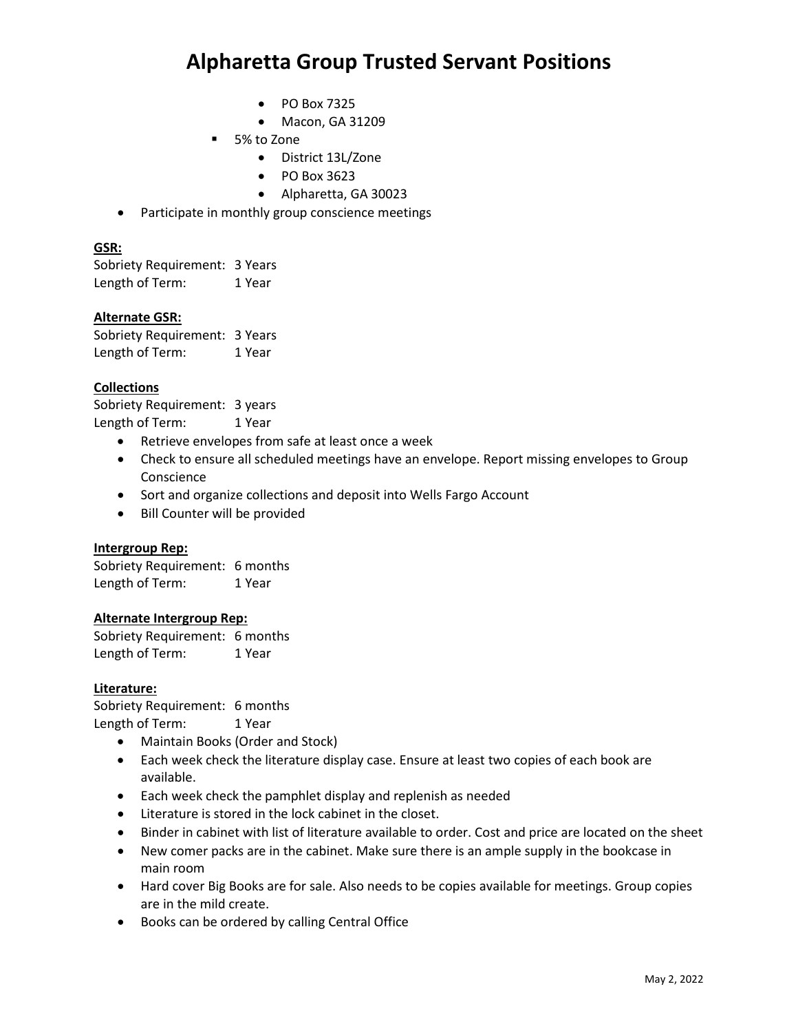# Alpharetta Group Trusted Servant Positions

        - PO Box 7325
        - Macon, GA 31209
    - 5% to Zone
        - District 13L/Zone
        - PO Box 3623
        - Alpharetta, GA 30023
- Participate in monthly group conscience meetings

**GSR:**

Sobriety Requirement: 3 Years
Length of Term: 1 Year

**Alternate GSR:**

Sobriety Requirement: 3 Years
Length of Term: 1 Year

**Collections**

Sobriety Requirement: 3 years
Length of Term: 1 Year

- Retrieve envelopes from safe at least once a week
- Check to ensure all scheduled meetings have an envelope. Report missing envelopes to Group Conscience
- Sort and organize collections and deposit into Wells Fargo Account
- Bill Counter will be provided

**Intergroup Rep:**

Sobriety Requirement: 6 months
Length of Term: 1 Year

**Alternate Intergroup Rep:**

Sobriety Requirement: 6 months
Length of Term: 1 Year

**Literature:**

Sobriety Requirement: 6 months
Length of Term: 1 Year

- Maintain Books (Order and Stock)
- Each week check the literature display case. Ensure at least two copies of each book are available.
- Each week check the pamphlet display and replenish as needed
- Literature is stored in the lock cabinet in the closet.
- Binder in cabinet with list of literature available to order. Cost and price are located on the sheet
- New comer packs are in the cabinet. Make sure there is an ample supply in the bookcase in main room
- Hard cover Big Books are for sale. Also needs to be copies available for meetings. Group copies are in the mild create.
- Books can be ordered by calling Central Office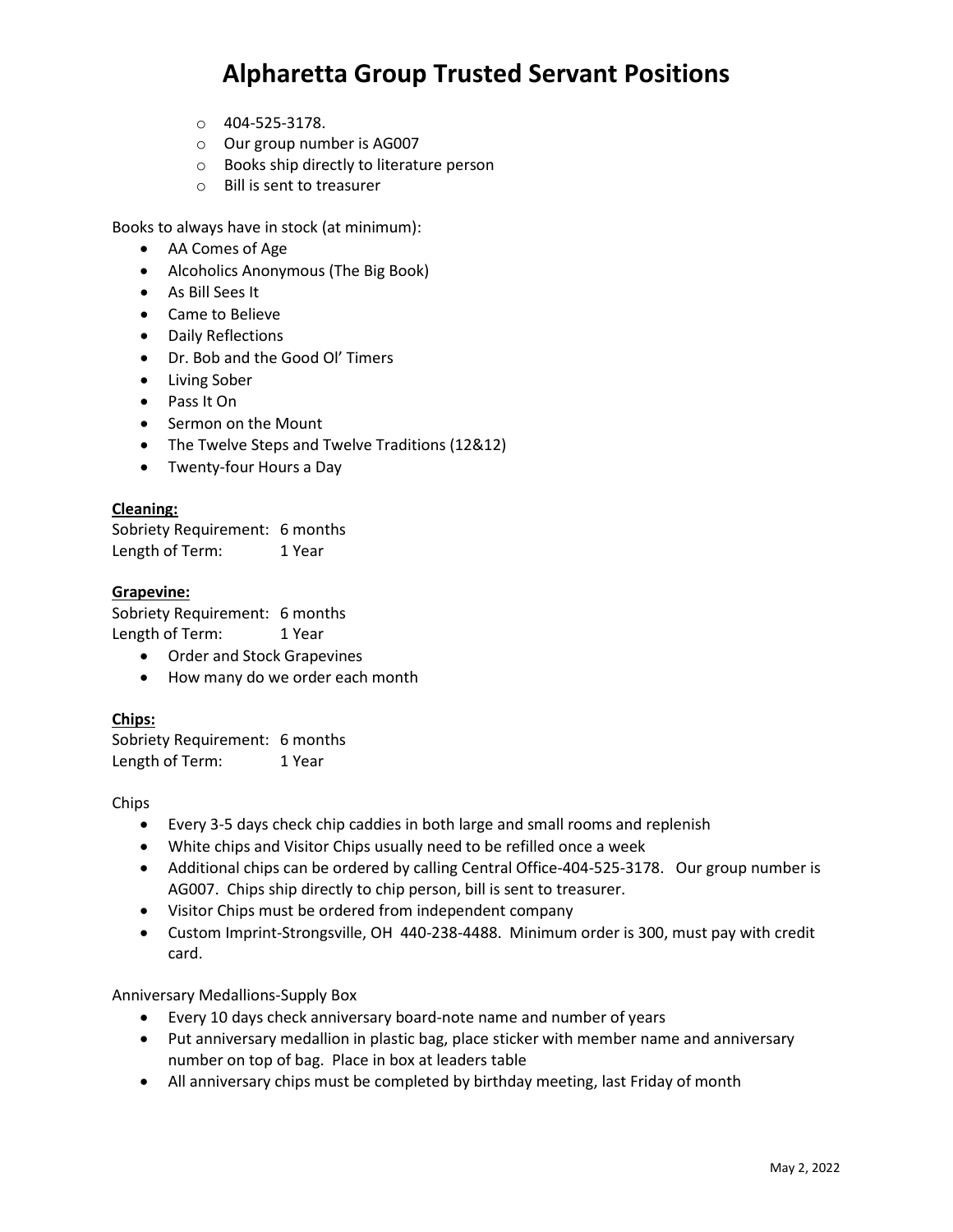# Alpharetta Group Trusted Servant Positions

- 404-525-3178.
- Our group number is AG007
- Books ship directly to literature person
- Bill is sent to treasurer

Books to always have in stock (at minimum):

- AA Comes of Age
- Alcoholics Anonymous (The Big Book)
- As Bill Sees It
- Came to Believe
- Daily Reflections
- Dr. Bob and the Good Ol' Timers
- Living Sober
- Pass It On
- Sermon on the Mount
- The Twelve Steps and Twelve Traditions (12&12)
- Twenty-four Hours a Day

**Cleaning:**

Sobriety Requirement: 6 months
Length of Term: 1 Year

**Grapevine:**

Sobriety Requirement: 6 months
Length of Term: 1 Year

- Order and Stock Grapevines
- How many do we order each month

**Chips:**

Sobriety Requirement: 6 months
Length of Term: 1 Year

Chips

- Every 3-5 days check chip caddies in both large and small rooms and replenish
- White chips and Visitor Chips usually need to be refilled once a week
- Additional chips can be ordered by calling Central Office-404-525-3178. Our group number is AG007. Chips ship directly to chip person, bill is sent to treasurer.
- Visitor Chips must be ordered from independent company
- Custom Imprint-Strongsville, OH 440-238-4488. Minimum order is 300, must pay with credit card.

Anniversary Medallions-Supply Box

- Every 10 days check anniversary board-note name and number of years
- Put anniversary medallion in plastic bag, place sticker with member name and anniversary number on top of bag. Place in box at leaders table
- All anniversary chips must be completed by birthday meeting, last Friday of month

May 2, 2022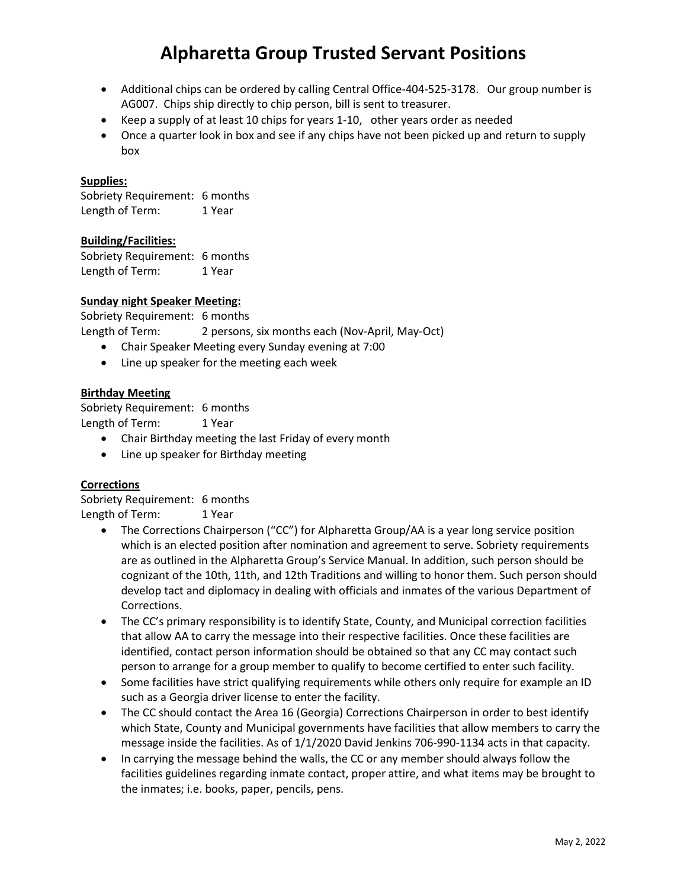# Alpharetta Group Trusted Servant Positions

- Additional chips can be ordered by calling Central Office-404-525-3178. Our group number is AG007. Chips ship directly to chip person, bill is sent to treasurer.
- Keep a supply of at least 10 chips for years 1-10, other years order as needed
- Once a quarter look in box and see if any chips have not been picked up and return to supply box

**Supplies:**

Sobriety Requirement: 6 months
Length of Term: 1 Year

**Building/Facilities:**

Sobriety Requirement: 6 months
Length of Term: 1 Year

**Sunday night Speaker Meeting:**

Sobriety Requirement: 6 months
Length of Term: 2 persons, six months each (Nov-April, May-Oct)

- Chair Speaker Meeting every Sunday evening at 7:00
- Line up speaker for the meeting each week

**Birthday Meeting**

Sobriety Requirement: 6 months
Length of Term: 1 Year

- Chair Birthday meeting the last Friday of every month
- Line up speaker for Birthday meeting

**Corrections**

Sobriety Requirement: 6 months
Length of Term: 1 Year

- The Corrections Chairperson ("CC") for Alpharetta Group/AA is a year long service position which is an elected position after nomination and agreement to serve. Sobriety requirements are as outlined in the Alpharetta Group's Service Manual. In addition, such person should be cognizant of the 10th, 11th, and 12th Traditions and willing to honor them. Such person should develop tact and diplomacy in dealing with officials and inmates of the various Department of Corrections.
- The CC's primary responsibility is to identify State, County, and Municipal correction facilities that allow AA to carry the message into their respective facilities. Once these facilities are identified, contact person information should be obtained so that any CC may contact such person to arrange for a group member to qualify to become certified to enter such facility.
- Some facilities have strict qualifying requirements while others only require for example an ID such as a Georgia driver license to enter the facility.
- The CC should contact the Area 16 (Georgia) Corrections Chairperson in order to best identify which State, County and Municipal governments have facilities that allow members to carry the message inside the facilities. As of 1/1/2020 David Jenkins 706-990-1134 acts in that capacity.
- In carrying the message behind the walls, the CC or any member should always follow the facilities guidelines regarding inmate contact, proper attire, and what items may be brought to the inmates; i.e. books, paper, pencils, pens.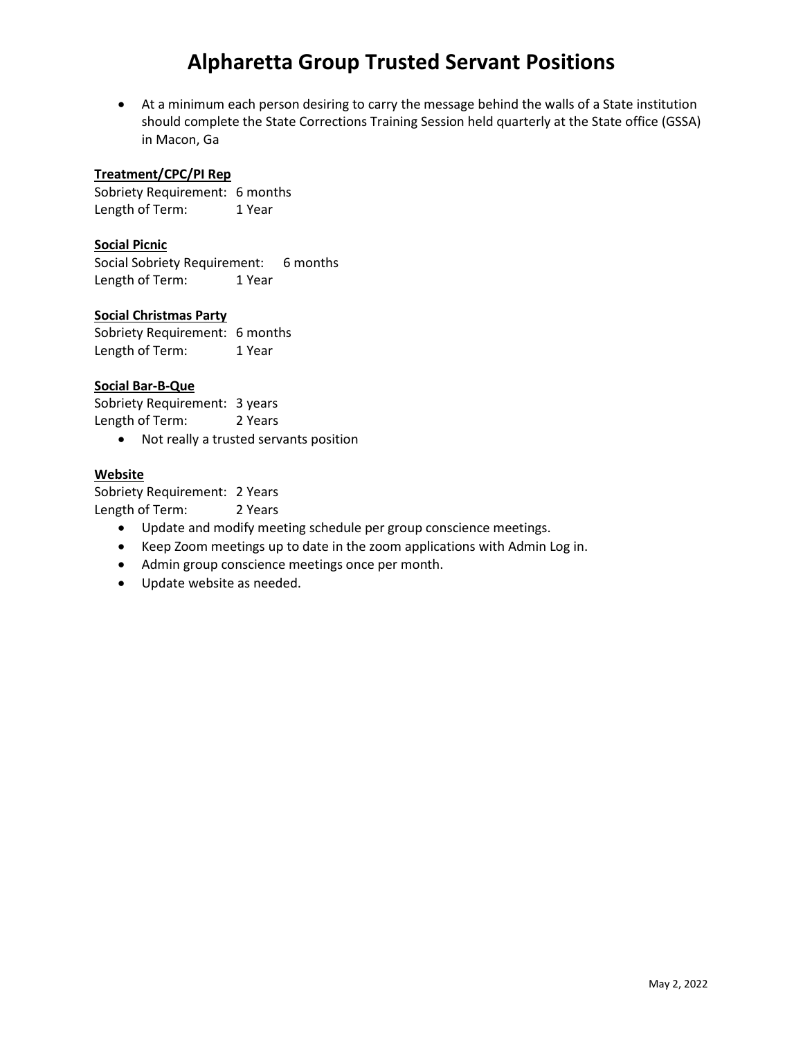# Alpharetta Group Trusted Servant Positions

- At a minimum each person desiring to carry the message behind the walls of a State institution should complete the State Corrections Training Session held quarterly at the State office (GSSA) in Macon, Ga

**Treatment/CPC/PI Rep**

Sobriety Requirement: 6 months
Length of Term: 1 Year

**Social Picnic**

Social Sobriety Requirement: 6 months
Length of Term: 1 Year

**Social Christmas Party**

Sobriety Requirement: 6 months
Length of Term: 1 Year

**Social Bar-B-Que**

Sobriety Requirement: 3 years
Length of Term: 2 Years

- Not really a trusted servants position

**Website**

Sobriety Requirement: 2 Years
Length of Term: 2 Years

- Update and modify meeting schedule per group conscience meetings.
- Keep Zoom meetings up to date in the zoom applications with Admin Log in.
- Admin group conscience meetings once per month.
- Update website as needed.

May 2, 2022